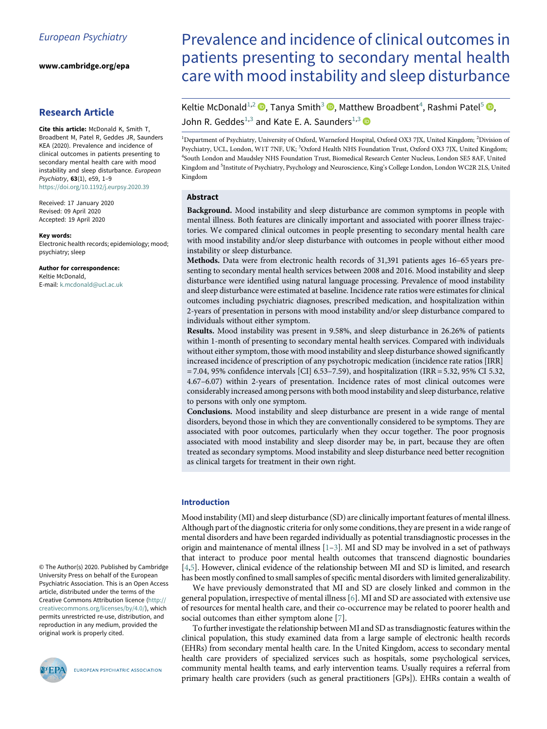European Psychiatry

www.cambridge.org/epa

## Research Article

**Cite this article:** McDonald K, Smith T, Broadbent M, Patel R, Geddes JR, Saunders KEA (2020). Prevalence and incidence of clinical outcomes in patients presenting to secondary mental health care with mood instability and sleep disturbance. *European Psychiatry*, **63**(1), e59, 1–9 https://doi.org/10.1192/j.eurpsy.2020.39

Received: 17 January 2020
Revised: 09 April 2020
Accepted: 19 April 2020

**Key words:**
Electronic health records; epidemiology; mood; psychiatry; sleep

**Author for correspondence:**
Keltie McDonald,
E-mail: k.mcdonald@ucl.ac.uk

© The Author(s) 2020. Published by Cambridge University Press on behalf of the European Psychiatric Association. This is an Open Access article, distributed under the terms of the Creative Commons Attribution licence (http://creativecommons.org/licenses/by/4.0/), which permits unrestricted re-use, distribution, and reproduction in any medium, provided the original work is properly cited.

# Prevalence and incidence of clinical outcomes in patients presenting to secondary mental health care with mood instability and sleep disturbance

Keltie McDonald[1,2], Tanya Smith[3], Matthew Broadbent[4], Rashmi Patel[5], John R. Geddes[1,3] and Kate E. A. Saunders[1,3]

[1]Department of Psychiatry, University of Oxford, Warneford Hospital, Oxford OX3 7JX, United Kingdom; [2]Division of Psychiatry, UCL, London, W1T 7NF, UK; [3]Oxford Health NHS Foundation Trust, Oxford OX3 7JX, United Kingdom; [4]South London and Maudsley NHS Foundation Trust, Biomedical Research Center Nucleus, London SE5 8AF, United Kingdom and [5]Institute of Psychiatry, Psychology and Neuroscience, King's College London, London WC2R 2LS, United Kingdom

## Abstract

**Background.** Mood instability and sleep disturbance are common symptoms in people with mental illness. Both features are clinically important and associated with poorer illness trajectories. We compared clinical outcomes in people presenting to secondary mental health care with mood instability and/or sleep disturbance with outcomes in people without either mood instability or sleep disturbance.

**Methods.** Data were from electronic health records of 31,391 patients ages 16–65 years presenting to secondary mental health services between 2008 and 2016. Mood instability and sleep disturbance were identified using natural language processing. Prevalence of mood instability and sleep disturbance were estimated at baseline. Incidence rate ratios were estimates for clinical outcomes including psychiatric diagnoses, prescribed medication, and hospitalization within 2-years of presentation in persons with mood instability and/or sleep disturbance compared to individuals without either symptom.

**Results.** Mood instability was present in 9.58%, and sleep disturbance in 26.26% of patients within 1-month of presenting to secondary mental health services. Compared with individuals without either symptom, those with mood instability and sleep disturbance showed significantly increased incidence of prescription of any psychotropic medication (incidence rate ratios [IRR] = 7.04, 95% confidence intervals [CI] 6.53–7.59), and hospitalization (IRR = 5.32, 95% CI 5.32, 4.67–6.07) within 2-years of presentation. Incidence rates of most clinical outcomes were considerably increased among persons with both mood instability and sleep disturbance, relative to persons with only one symptom.

**Conclusions.** Mood instability and sleep disturbance are present in a wide range of mental disorders, beyond those in which they are conventionally considered to be symptoms. They are associated with poor outcomes, particularly when they occur together. The poor prognosis associated with mood instability and sleep disorder may be, in part, because they are often treated as secondary symptoms. Mood instability and sleep disturbance need better recognition as clinical targets for treatment in their own right.

## Introduction

Mood instability (MI) and sleep disturbance (SD) are clinically important features of mental illness. Although part of the diagnostic criteria for only some conditions, they are present in a wide range of mental disorders and have been regarded individually as potential transdiagnostic processes in the origin and maintenance of mental illness [1–3]. MI and SD may be involved in a set of pathways that interact to produce poor mental health outcomes that transcend diagnostic boundaries [4,5]. However, clinical evidence of the relationship between MI and SD is limited, and research has been mostly confined to small samples of specific mental disorders with limited generalizability.

We have previously demonstrated that MI and SD are closely linked and common in the general population, irrespective of mental illness [6]. MI and SD are associated with extensive use of resources for mental health care, and their co-occurrence may be related to poorer health and social outcomes than either symptom alone [7].

To further investigate the relationship between MI and SD as transdiagnostic features within the clinical population, this study examined data from a large sample of electronic health records (EHRs) from secondary mental health care. In the United Kingdom, access to secondary mental health care providers of specialized services such as hospitals, some psychological services, community mental health teams, and early intervention teams. Usually requires a referral from primary health care providers (such as general practitioners [GPs]). EHRs contain a wealth of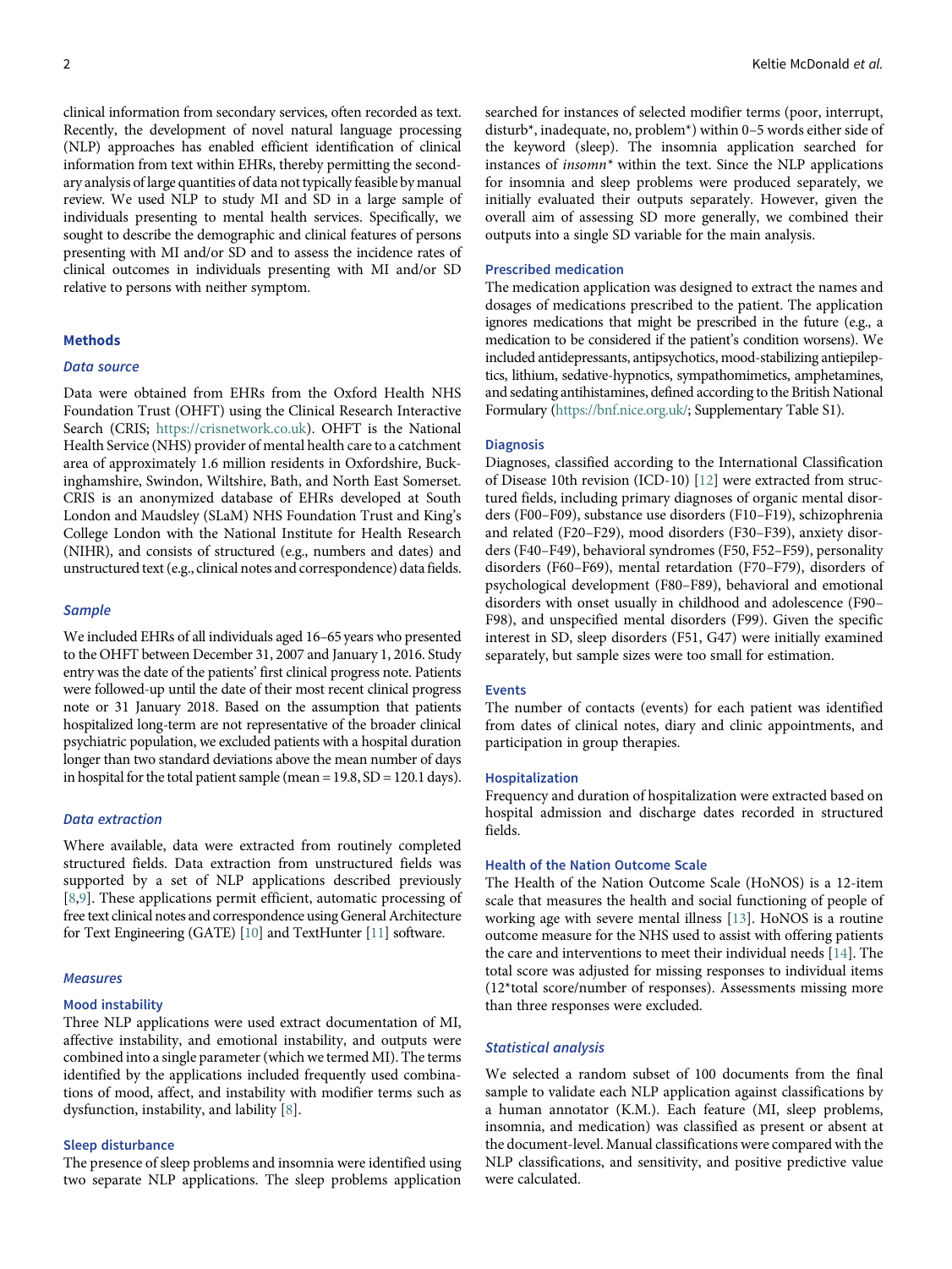clinical information from secondary services, often recorded as text. Recently, the development of novel natural language processing (NLP) approaches has enabled efficient identification of clinical information from text within EHRs, thereby permitting the secondary analysis of large quantities of data not typically feasible by manual review. We used NLP to study MI and SD in a large sample of individuals presenting to mental health services. Specifically, we sought to describe the demographic and clinical features of persons presenting with MI and/or SD and to assess the incidence rates of clinical outcomes in individuals presenting with MI and/or SD relative to persons with neither symptom.

## Methods

### *Data source*

Data were obtained from EHRs from the Oxford Health NHS Foundation Trust (OHFT) using the Clinical Research Interactive Search (CRIS; https://crisnetwork.co.uk). OHFT is the National Health Service (NHS) provider of mental health care to a catchment area of approximately 1.6 million residents in Oxfordshire, Buckinghamshire, Swindon, Wiltshire, Bath, and North East Somerset. CRIS is an anonymized database of EHRs developed at South London and Maudsley (SLaM) NHS Foundation Trust and King's College London with the National Institute for Health Research (NIHR), and consists of structured (e.g., numbers and dates) and unstructured text (e.g., clinical notes and correspondence) data fields.

### *Sample*

We included EHRs of all individuals aged 16–65 years who presented to the OHFT between December 31, 2007 and January 1, 2016. Study entry was the date of the patients' first clinical progress note. Patients were followed-up until the date of their most recent clinical progress note or 31 January 2018. Based on the assumption that patients hospitalized long-term are not representative of the broader clinical psychiatric population, we excluded patients with a hospital duration longer than two standard deviations above the mean number of days in hospital for the total patient sample (mean = 19.8, SD = 120.1 days).

### *Data extraction*

Where available, data were extracted from routinely completed structured fields. Data extraction from unstructured fields was supported by a set of NLP applications described previously [8,9]. These applications permit efficient, automatic processing of free text clinical notes and correspondence using General Architecture for Text Engineering (GATE) [10] and TextHunter [11] software.

### *Measures*

#### Mood instability

Three NLP applications were used extract documentation of MI, affective instability, and emotional instability, and outputs were combined into a single parameter (which we termed MI). The terms identified by the applications included frequently used combinations of mood, affect, and instability with modifier terms such as dysfunction, instability, and lability [8].

#### Sleep disturbance

The presence of sleep problems and insomnia were identified using two separate NLP applications. The sleep problems application searched for instances of selected modifier terms (poor, interrupt, disturb*, inadequate, no, problem*) within 0–5 words either side of the keyword (sleep). The insomnia application searched for instances of *insomn** within the text. Since the NLP applications for insomnia and sleep problems were produced separately, we initially evaluated their outputs separately. However, given the overall aim of assessing SD more generally, we combined their outputs into a single SD variable for the main analysis.

#### Prescribed medication

The medication application was designed to extract the names and dosages of medications prescribed to the patient. The application ignores medications that might be prescribed in the future (e.g., a medication to be considered if the patient's condition worsens). We included antidepressants, antipsychotics, mood-stabilizing antiepileptics, lithium, sedative-hypnotics, sympathomimetics, amphetamines, and sedating antihistamines, defined according to the British National Formulary (https://bnf.nice.org.uk/; Supplementary Table S1).

#### Diagnosis

Diagnoses, classified according to the International Classification of Disease 10th revision (ICD-10) [12] were extracted from structured fields, including primary diagnoses of organic mental disorders (F00–F09), substance use disorders (F10–F19), schizophrenia and related (F20–F29), mood disorders (F30–F39), anxiety disorders (F40–F49), behavioral syndromes (F50, F52–F59), personality disorders (F60–F69), mental retardation (F70–F79), disorders of psychological development (F80–F89), behavioral and emotional disorders with onset usually in childhood and adolescence (F90–F98), and unspecified mental disorders (F99). Given the specific interest in SD, sleep disorders (F51, G47) were initially examined separately, but sample sizes were too small for estimation.

#### Events

The number of contacts (events) for each patient was identified from dates of clinical notes, diary and clinic appointments, and participation in group therapies.

#### Hospitalization

Frequency and duration of hospitalization were extracted based on hospital admission and discharge dates recorded in structured fields.

#### Health of the Nation Outcome Scale

The Health of the Nation Outcome Scale (HoNOS) is a 12-item scale that measures the health and social functioning of people of working age with severe mental illness [13]. HoNOS is a routine outcome measure for the NHS used to assist with offering patients the care and interventions to meet their individual needs [14]. The total score was adjusted for missing responses to individual items (12*total score/number of responses). Assessments missing more than three responses were excluded.

### *Statistical analysis*

We selected a random subset of 100 documents from the final sample to validate each NLP application against classifications by a human annotator (K.M.). Each feature (MI, sleep problems, insomnia, and medication) was classified as present or absent at the document-level. Manual classifications were compared with the NLP classifications, and sensitivity, and positive predictive value were calculated.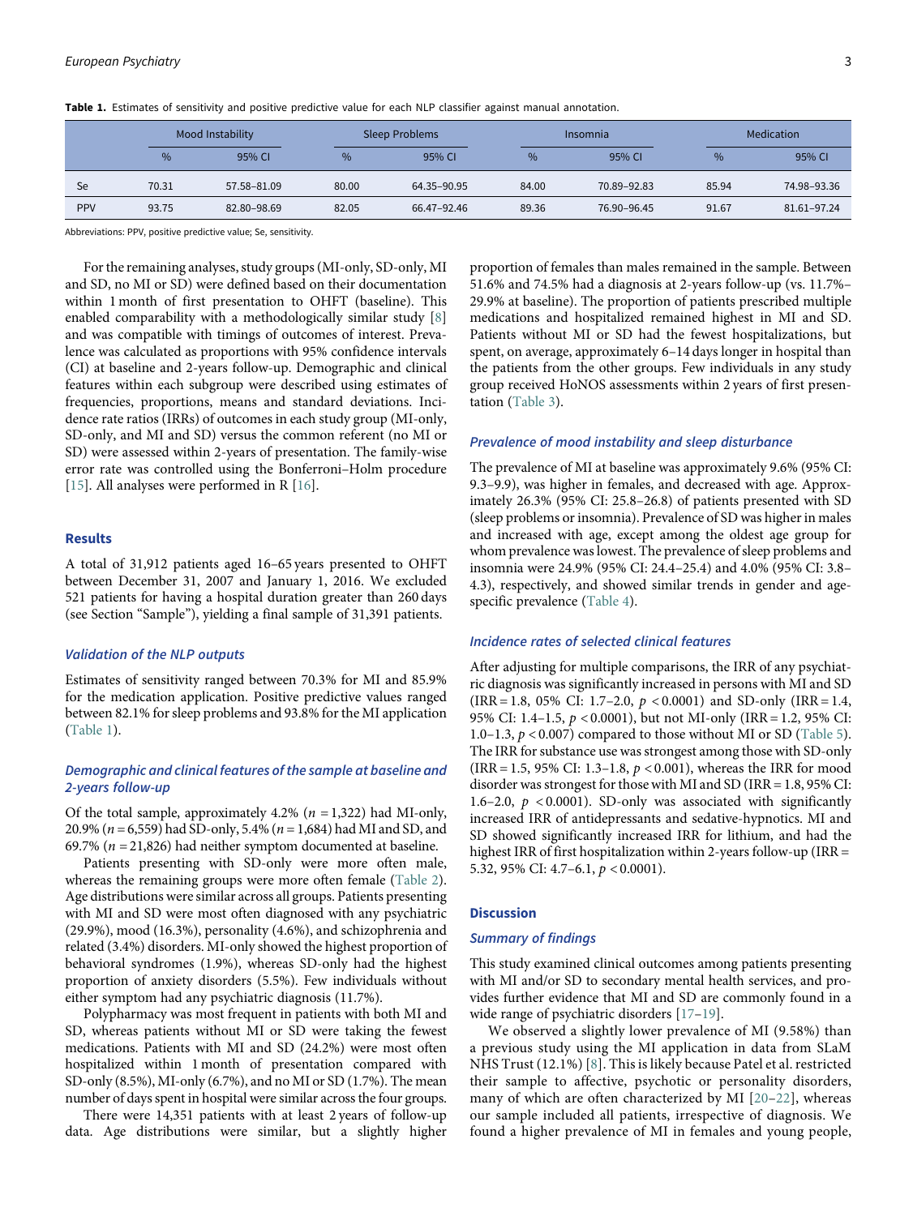**Table 1.** Estimates of sensitivity and positive predictive value for each NLP classifier against manual annotation.

| | Mood Instability | | Sleep Problems | | Insomnia | | Medication | |
|---|---|---|---|---|---|---|---|---|
| | % | 95% CI | % | 95% CI | % | 95% CI | % | 95% CI |
| Se | 70.31 | 57.58–81.09 | 80.00 | 64.35–90.95 | 84.00 | 70.89–92.83 | 85.94 | 74.98–93.36 |
| PPV | 93.75 | 82.80–98.69 | 82.05 | 66.47–92.46 | 89.36 | 76.90–96.45 | 91.67 | 81.61–97.24 |

Abbreviations: PPV, positive predictive value; Se, sensitivity.

For the remaining analyses, study groups (MI-only, SD-only, MI and SD, no MI or SD) were defined based on their documentation within 1 month of first presentation to OHFT (baseline). This enabled comparability with a methodologically similar study [8] and was compatible with timings of outcomes of interest. Prevalence was calculated as proportions with 95% confidence intervals (CI) at baseline and 2-years follow-up. Demographic and clinical features within each subgroup were described using estimates of frequencies, proportions, means and standard deviations. Incidence rate ratios (IRRs) of outcomes in each study group (MI-only, SD-only, and MI and SD) versus the common referent (no MI or SD) were assessed within 2-years of presentation. The family-wise error rate was controlled using the Bonferroni–Holm procedure [15]. All analyses were performed in R [16].

## Results

A total of 31,912 patients aged 16–65 years presented to OHFT between December 31, 2007 and January 1, 2016. We excluded 521 patients for having a hospital duration greater than 260 days (see Section "Sample"), yielding a final sample of 31,391 patients.

### Validation of the NLP outputs

Estimates of sensitivity ranged between 70.3% for MI and 85.9% for the medication application. Positive predictive values ranged between 82.1% for sleep problems and 93.8% for the MI application (Table 1).

### Demographic and clinical features of the sample at baseline and 2-years follow-up

Of the total sample, approximately 4.2% ($n$ = 1,322) had MI-only, 20.9% ($n$ = 6,559) had SD-only, 5.4% ($n$ = 1,684) had MI and SD, and 69.7% ($n$ = 21,826) had neither symptom documented at baseline.

Patients presenting with SD-only were more often male, whereas the remaining groups were more often female (Table 2). Age distributions were similar across all groups. Patients presenting with MI and SD were most often diagnosed with any psychiatric (29.9%), mood (16.3%), personality (4.6%), and schizophrenia and related (3.4%) disorders. MI-only showed the highest proportion of behavioral syndromes (1.9%), whereas SD-only had the highest proportion of anxiety disorders (5.5%). Few individuals without either symptom had any psychiatric diagnosis (11.7%).

Polypharmacy was most frequent in patients with both MI and SD, whereas patients without MI or SD were taking the fewest medications. Patients with MI and SD (24.2%) were most often hospitalized within 1 month of presentation compared with SD-only (8.5%), MI-only (6.7%), and no MI or SD (1.7%). The mean number of days spent in hospital were similar across the four groups.

There were 14,351 patients with at least 2 years of follow-up data. Age distributions were similar, but a slightly higher proportion of females than males remained in the sample. Between 51.6% and 74.5% had a diagnosis at 2-years follow-up (vs. 11.7%–29.9% at baseline). The proportion of patients prescribed multiple medications and hospitalized remained highest in MI and SD. Patients without MI or SD had the fewest hospitalizations, but spent, on average, approximately 6–14 days longer in hospital than the patients from the other groups. Few individuals in any study group received HoNOS assessments within 2 years of first presentation (Table 3).

### Prevalence of mood instability and sleep disturbance

The prevalence of MI at baseline was approximately 9.6% (95% CI: 9.3–9.9), was higher in females, and decreased with age. Approximately 26.3% (95% CI: 25.8–26.8) of patients presented with SD (sleep problems or insomnia). Prevalence of SD was higher in males and increased with age, except among the oldest age group for whom prevalence was lowest. The prevalence of sleep problems and insomnia were 24.9% (95% CI: 24.4–25.4) and 4.0% (95% CI: 3.8–4.3), respectively, and showed similar trends in gender and age-specific prevalence (Table 4).

### Incidence rates of selected clinical features

After adjusting for multiple comparisons, the IRR of any psychiatric diagnosis was significantly increased in persons with MI and SD (IRR = 1.8, 05% CI: 1.7–2.0, $p$ < 0.0001) and SD-only (IRR = 1.4, 95% CI: 1.4–1.5, $p$ < 0.0001), but not MI-only (IRR = 1.2, 95% CI: 1.0–1.3, $p$ < 0.007) compared to those without MI or SD (Table 5). The IRR for substance use was strongest among those with SD-only (IRR = 1.5, 95% CI: 1.3–1.8, $p$ < 0.001), whereas the IRR for mood disorder was strongest for those with MI and SD (IRR = 1.8, 95% CI: 1.6–2.0, $p$ < 0.0001). SD-only was associated with significantly increased IRR of antidepressants and sedative-hypnotics. MI and SD showed significantly increased IRR for lithium, and had the highest IRR of first hospitalization within 2-years follow-up (IRR = 5.32, 95% CI: 4.7–6.1, $p$ < 0.0001).

## Discussion

### Summary of findings

This study examined clinical outcomes among patients presenting with MI and/or SD to secondary mental health services, and provides further evidence that MI and SD are commonly found in a wide range of psychiatric disorders [17–19].

We observed a slightly lower prevalence of MI (9.58%) than a previous study using the MI application in data from SLaM NHS Trust (12.1%) [8]. This is likely because Patel et al. restricted their sample to affective, psychotic or personality disorders, many of which are often characterized by MI [20–22], whereas our sample included all patients, irrespective of diagnosis. We found a higher prevalence of MI in females and young people,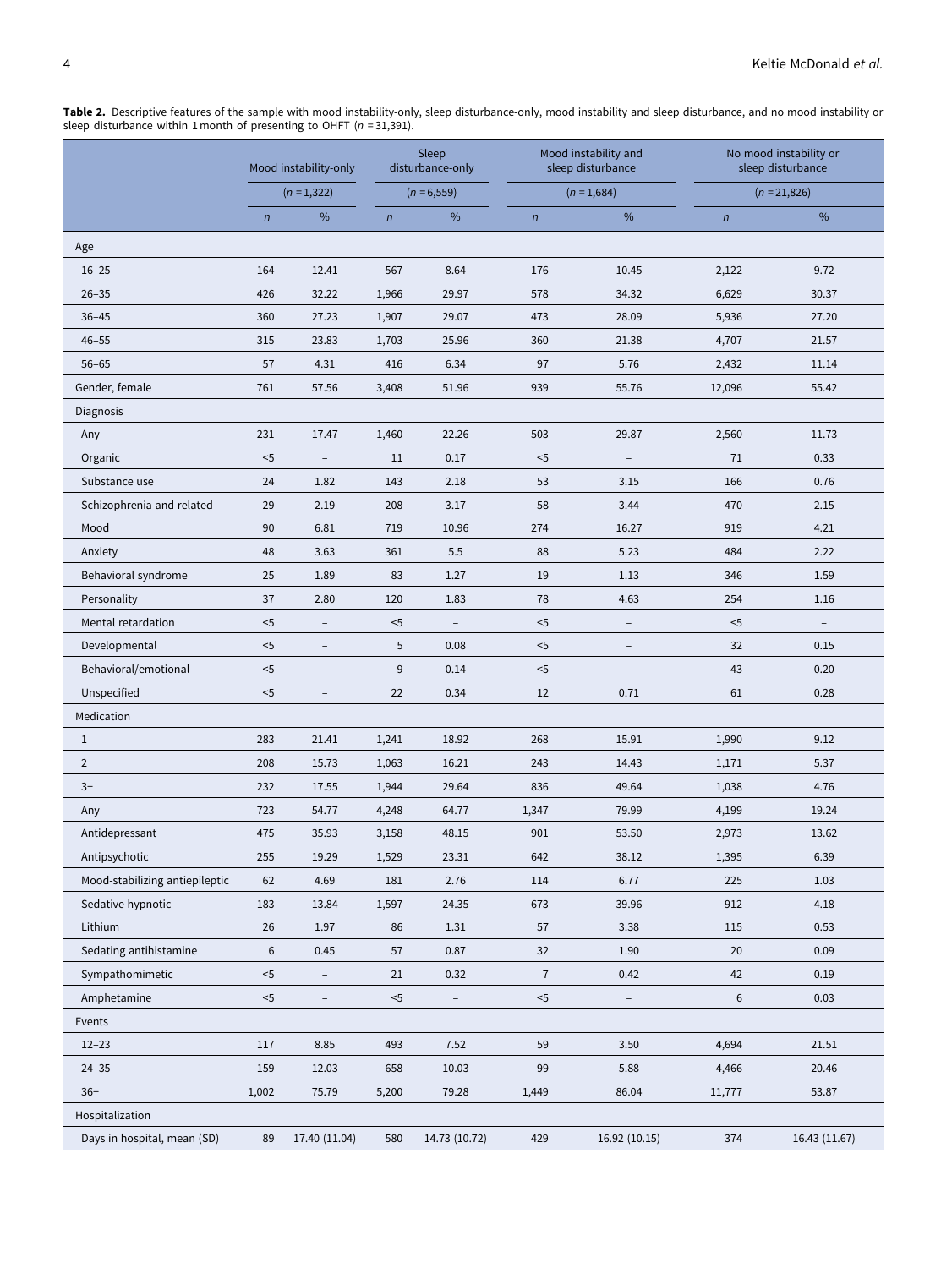**Table 2.** Descriptive features of the sample with mood instability-only, sleep disturbance-only, mood instability and sleep disturbance, and no mood instability or sleep disturbance within 1 month of presenting to OHFT ($n$ = 31,391).

| | Mood instability-only | | Sleep disturbance-only | | Mood instability and sleep disturbance | | No mood instability or sleep disturbance | |
|---|---|---|---|---|---|---|---|---|
| | ($n$ = 1,322) | | ($n$ = 6,559) | | ($n$ = 1,684) | | ($n$ = 21,826) | |
| | $n$ | % | $n$ | % | $n$ | % | $n$ | % |
| Age | | | | | | | | |
| 16–25 | 164 | 12.41 | 567 | 8.64 | 176 | 10.45 | 2,122 | 9.72 |
| 26–35 | 426 | 32.22 | 1,966 | 29.97 | 578 | 34.32 | 6,629 | 30.37 |
| 36–45 | 360 | 27.23 | 1,907 | 29.07 | 473 | 28.09 | 5,936 | 27.20 |
| 46–55 | 315 | 23.83 | 1,703 | 25.96 | 360 | 21.38 | 4,707 | 21.57 |
| 56–65 | 57 | 4.31 | 416 | 6.34 | 97 | 5.76 | 2,432 | 11.14 |
| Gender, female | 761 | 57.56 | 3,408 | 51.96 | 939 | 55.76 | 12,096 | 55.42 |
| Diagnosis | | | | | | | | |
| Any | 231 | 17.47 | 1,460 | 22.26 | 503 | 29.87 | 2,560 | 11.73 |
| Organic | <5 | – | 11 | 0.17 | <5 | – | 71 | 0.33 |
| Substance use | 24 | 1.82 | 143 | 2.18 | 53 | 3.15 | 166 | 0.76 |
| Schizophrenia and related | 29 | 2.19 | 208 | 3.17 | 58 | 3.44 | 470 | 2.15 |
| Mood | 90 | 6.81 | 719 | 10.96 | 274 | 16.27 | 919 | 4.21 |
| Anxiety | 48 | 3.63 | 361 | 5.5 | 88 | 5.23 | 484 | 2.22 |
| Behavioral syndrome | 25 | 1.89 | 83 | 1.27 | 19 | 1.13 | 346 | 1.59 |
| Personality | 37 | 2.80 | 120 | 1.83 | 78 | 4.63 | 254 | 1.16 |
| Mental retardation | <5 | – | <5 | – | <5 | – | <5 | – |
| Developmental | <5 | – | 5 | 0.08 | <5 | – | 32 | 0.15 |
| Behavioral/emotional | <5 | – | 9 | 0.14 | <5 | – | 43 | 0.20 |
| Unspecified | <5 | – | 22 | 0.34 | 12 | 0.71 | 61 | 0.28 |
| Medication | | | | | | | | |
| 1 | 283 | 21.41 | 1,241 | 18.92 | 268 | 15.91 | 1,990 | 9.12 |
| 2 | 208 | 15.73 | 1,063 | 16.21 | 243 | 14.43 | 1,171 | 5.37 |
| 3+ | 232 | 17.55 | 1,944 | 29.64 | 836 | 49.64 | 1,038 | 4.76 |
| Any | 723 | 54.77 | 4,248 | 64.77 | 1,347 | 79.99 | 4,199 | 19.24 |
| Antidepressant | 475 | 35.93 | 3,158 | 48.15 | 901 | 53.50 | 2,973 | 13.62 |
| Antipsychotic | 255 | 19.29 | 1,529 | 23.31 | 642 | 38.12 | 1,395 | 6.39 |
| Mood-stabilizing antiepileptic | 62 | 4.69 | 181 | 2.76 | 114 | 6.77 | 225 | 1.03 |
| Sedative hypnotic | 183 | 13.84 | 1,597 | 24.35 | 673 | 39.96 | 912 | 4.18 |
| Lithium | 26 | 1.97 | 86 | 1.31 | 57 | 3.38 | 115 | 0.53 |
| Sedating antihistamine | 6 | 0.45 | 57 | 0.87 | 32 | 1.90 | 20 | 0.09 |
| Sympathomimetic | <5 | – | 21 | 0.32 | 7 | 0.42 | 42 | 0.19 |
| Amphetamine | <5 | – | <5 | – | <5 | – | 6 | 0.03 |
| Events | | | | | | | | |
| 12–23 | 117 | 8.85 | 493 | 7.52 | 59 | 3.50 | 4,694 | 21.51 |
| 24–35 | 159 | 12.03 | 658 | 10.03 | 99 | 5.88 | 4,466 | 20.46 |
| 36+ | 1,002 | 75.79 | 5,200 | 79.28 | 1,449 | 86.04 | 11,777 | 53.87 |
| Hospitalization | | | | | | | | |
| Days in hospital, mean (SD) | 89 | 17.40 (11.04) | 580 | 14.73 (10.72) | 429 | 16.92 (10.15) | 374 | 16.43 (11.67) |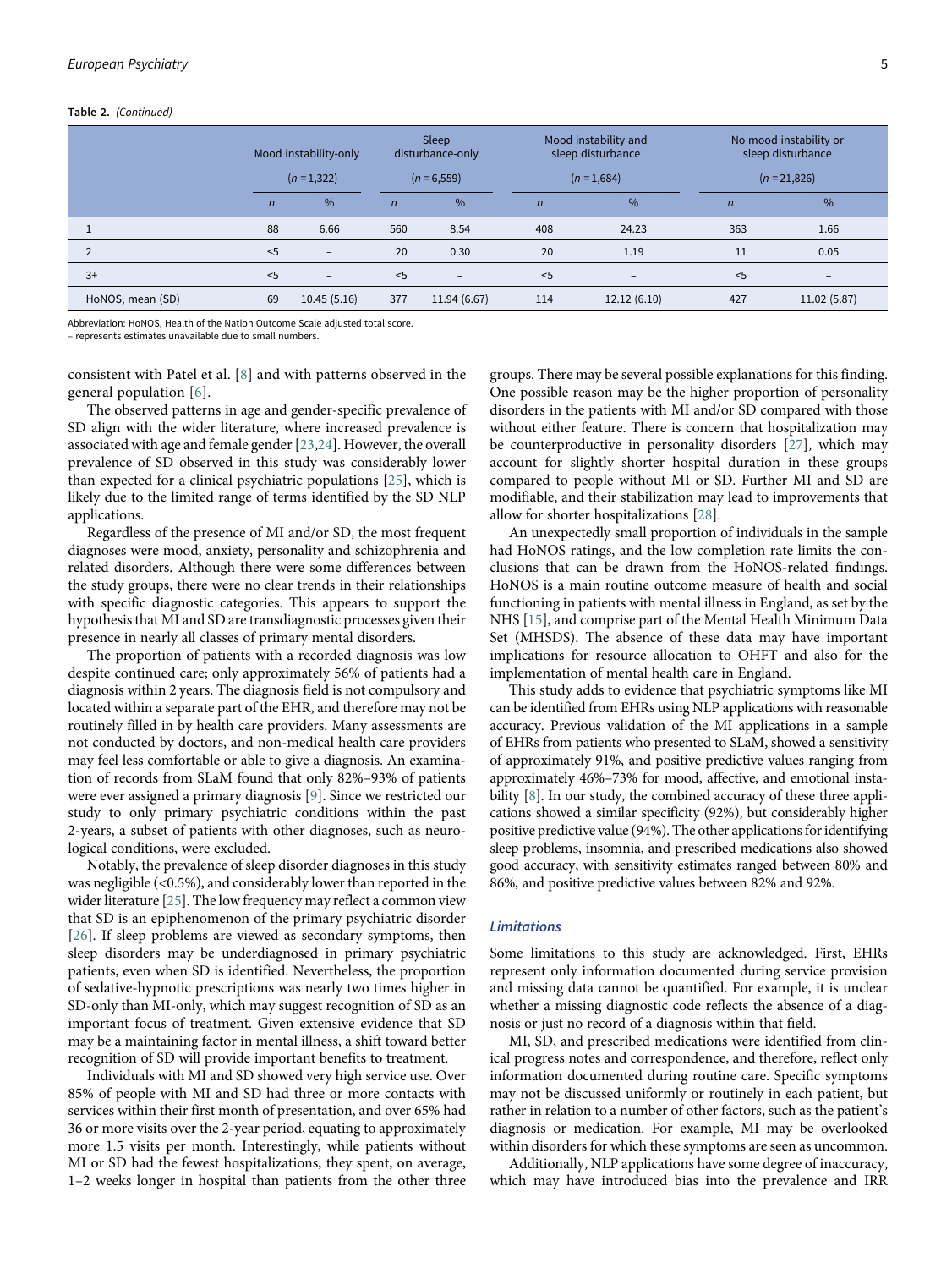**Table 2.** *(Continued)*

| | Mood instability-only | | Sleep disturbance-only | | Mood instability and sleep disturbance | | No mood instability or sleep disturbance | |
|---|---|---|---|---|---|---|---|---|
| | (n = 1,322) | | (n = 6,559) | | (n = 1,684) | | (n = 21,826) | |
| | n | % | n | % | n | % | n | % |
| 1 | 88 | 6.66 | 560 | 8.54 | 408 | 24.23 | 363 | 1.66 |
| 2 | <5 | – | 20 | 0.30 | 20 | 1.19 | 11 | 0.05 |
| 3+ | <5 | – | <5 | – | <5 | – | <5 | – |
| HoNOS, mean (SD) | 69 | 10.45 (5.16) | 377 | 11.94 (6.67) | 114 | 12.12 (6.10) | 427 | 11.02 (5.87) |

Abbreviation: HoNOS, Health of the Nation Outcome Scale adjusted total score.
– represents estimates unavailable due to small numbers.

consistent with Patel et al. [8] and with patterns observed in the general population [6].

The observed patterns in age and gender-specific prevalence of SD align with the wider literature, where increased prevalence is associated with age and female gender [23,24]. However, the overall prevalence of SD observed in this study was considerably lower than expected for a clinical psychiatric populations [25], which is likely due to the limited range of terms identified by the SD NLP applications.

Regardless of the presence of MI and/or SD, the most frequent diagnoses were mood, anxiety, personality and schizophrenia and related disorders. Although there were some differences between the study groups, there were no clear trends in their relationships with specific diagnostic categories. This appears to support the hypothesis that MI and SD are transdiagnostic processes given their presence in nearly all classes of primary mental disorders.

The proportion of patients with a recorded diagnosis was low despite continued care; only approximately 56% of patients had a diagnosis within 2 years. The diagnosis field is not compulsory and located within a separate part of the EHR, and therefore may not be routinely filled in by health care providers. Many assessments are not conducted by doctors, and non-medical health care providers may feel less comfortable or able to give a diagnosis. An examination of records from SLaM found that only 82%–93% of patients were ever assigned a primary diagnosis [9]. Since we restricted our study to only primary psychiatric conditions within the past 2-years, a subset of patients with other diagnoses, such as neurological conditions, were excluded.

Notably, the prevalence of sleep disorder diagnoses in this study was negligible (<0.5%), and considerably lower than reported in the wider literature [25]. The low frequency may reflect a common view that SD is an epiphenomenon of the primary psychiatric disorder [26]. If sleep problems are viewed as secondary symptoms, then sleep disorders may be underdiagnosed in primary psychiatric patients, even when SD is identified. Nevertheless, the proportion of sedative-hypnotic prescriptions was nearly two times higher in SD-only than MI-only, which may suggest recognition of SD as an important focus of treatment. Given extensive evidence that SD may be a maintaining factor in mental illness, a shift toward better recognition of SD will provide important benefits to treatment.

Individuals with MI and SD showed very high service use. Over 85% of people with MI and SD had three or more contacts with services within their first month of presentation, and over 65% had 36 or more visits over the 2-year period, equating to approximately more 1.5 visits per month. Interestingly, while patients without MI or SD had the fewest hospitalizations, they spent, on average, 1–2 weeks longer in hospital than patients from the other three groups. There may be several possible explanations for this finding. One possible reason may be the higher proportion of personality disorders in the patients with MI and/or SD compared with those without either feature. There is concern that hospitalization may be counterproductive in personality disorders [27], which may account for slightly shorter hospital duration in these groups compared to people without MI or SD. Further MI and SD are modifiable, and their stabilization may lead to improvements that allow for shorter hospitalizations [28].

An unexpectedly small proportion of individuals in the sample had HoNOS ratings, and the low completion rate limits the conclusions that can be drawn from the HoNOS-related findings. HoNOS is a main routine outcome measure of health and social functioning in patients with mental illness in England, as set by the NHS [15], and comprise part of the Mental Health Minimum Data Set (MHSDS). The absence of these data may have important implications for resource allocation to OHFT and also for the implementation of mental health care in England.

This study adds to evidence that psychiatric symptoms like MI can be identified from EHRs using NLP applications with reasonable accuracy. Previous validation of the MI applications in a sample of EHRs from patients who presented to SLaM, showed a sensitivity of approximately 91%, and positive predictive values ranging from approximately 46%–73% for mood, affective, and emotional instability [8]. In our study, the combined accuracy of these three applications showed a similar specificity (92%), but considerably higher positive predictive value (94%). The other applications for identifying sleep problems, insomnia, and prescribed medications also showed good accuracy, with sensitivity estimates ranged between 80% and 86%, and positive predictive values between 82% and 92%.

### Limitations

Some limitations to this study are acknowledged. First, EHRs represent only information documented during service provision and missing data cannot be quantified. For example, it is unclear whether a missing diagnostic code reflects the absence of a diagnosis or just no record of a diagnosis within that field.

MI, SD, and prescribed medications were identified from clinical progress notes and correspondence, and therefore, reflect only information documented during routine care. Specific symptoms may not be discussed uniformly or routinely in each patient, but rather in relation to a number of other factors, such as the patient's diagnosis or medication. For example, MI may be overlooked within disorders for which these symptoms are seen as uncommon.

Additionally, NLP applications have some degree of inaccuracy, which may have introduced bias into the prevalence and IRR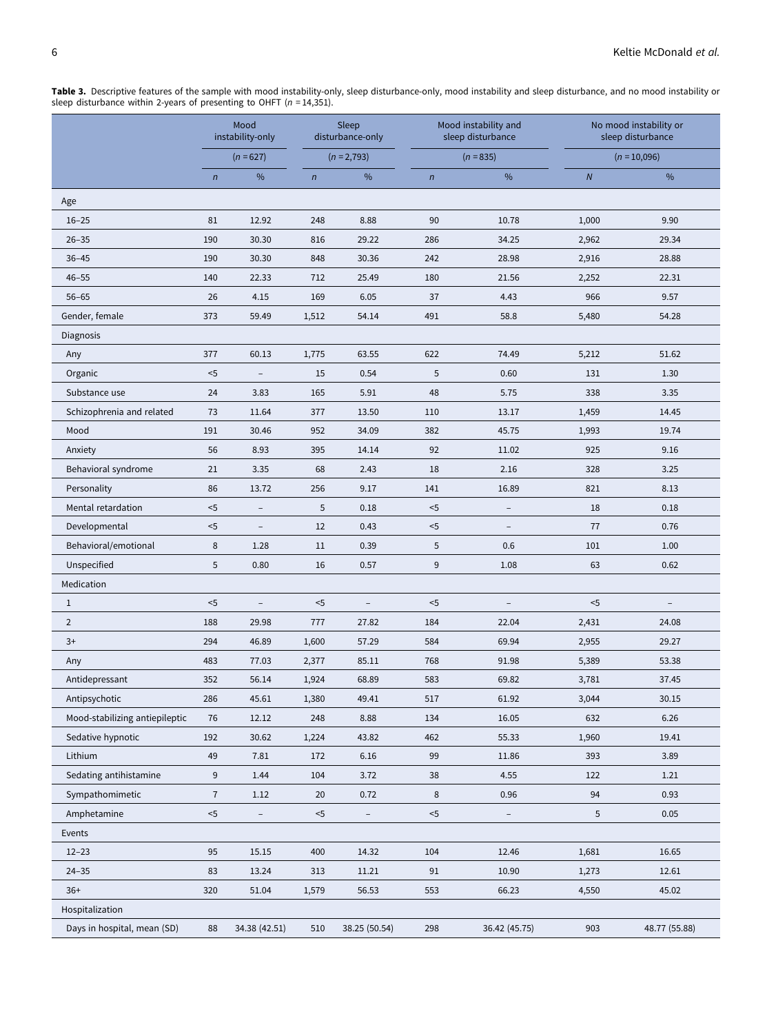**Table 3.** Descriptive features of the sample with mood instability-only, sleep disturbance-only, mood instability and sleep disturbance, and no mood instability or sleep disturbance within 2-years of presenting to OHFT ($n$ = 14,351).

| | Mood instability-only | | Sleep disturbance-only | | Mood instability and sleep disturbance | | No mood instability or sleep disturbance | |
|---|---|---|---|---|---|---|---|---|
| | ($n$ = 627) | | ($n$ = 2,793) | | ($n$ = 835) | | ($n$ = 10,096) | |
| | $n$ | % | $n$ | % | $n$ | % | $N$ | % |
| Age | | | | | | | | |
| 16–25 | 81 | 12.92 | 248 | 8.88 | 90 | 10.78 | 1,000 | 9.90 |
| 26–35 | 190 | 30.30 | 816 | 29.22 | 286 | 34.25 | 2,962 | 29.34 |
| 36–45 | 190 | 30.30 | 848 | 30.36 | 242 | 28.98 | 2,916 | 28.88 |
| 46–55 | 140 | 22.33 | 712 | 25.49 | 180 | 21.56 | 2,252 | 22.31 |
| 56–65 | 26 | 4.15 | 169 | 6.05 | 37 | 4.43 | 966 | 9.57 |
| Gender, female | 373 | 59.49 | 1,512 | 54.14 | 491 | 58.8 | 5,480 | 54.28 |
| Diagnosis | | | | | | | | |
| Any | 377 | 60.13 | 1,775 | 63.55 | 622 | 74.49 | 5,212 | 51.62 |
| Organic | <5 | – | 15 | 0.54 | 5 | 0.60 | 131 | 1.30 |
| Substance use | 24 | 3.83 | 165 | 5.91 | 48 | 5.75 | 338 | 3.35 |
| Schizophrenia and related | 73 | 11.64 | 377 | 13.50 | 110 | 13.17 | 1,459 | 14.45 |
| Mood | 191 | 30.46 | 952 | 34.09 | 382 | 45.75 | 1,993 | 19.74 |
| Anxiety | 56 | 8.93 | 395 | 14.14 | 92 | 11.02 | 925 | 9.16 |
| Behavioral syndrome | 21 | 3.35 | 68 | 2.43 | 18 | 2.16 | 328 | 3.25 |
| Personality | 86 | 13.72 | 256 | 9.17 | 141 | 16.89 | 821 | 8.13 |
| Mental retardation | <5 | – | 5 | 0.18 | <5 | – | 18 | 0.18 |
| Developmental | <5 | – | 12 | 0.43 | <5 | – | 77 | 0.76 |
| Behavioral/emotional | 8 | 1.28 | 11 | 0.39 | 5 | 0.6 | 101 | 1.00 |
| Unspecified | 5 | 0.80 | 16 | 0.57 | 9 | 1.08 | 63 | 0.62 |
| Medication | | | | | | | | |
| 1 | <5 | – | <5 | – | <5 | – | <5 | – |
| 2 | 188 | 29.98 | 777 | 27.82 | 184 | 22.04 | 2,431 | 24.08 |
| 3+ | 294 | 46.89 | 1,600 | 57.29 | 584 | 69.94 | 2,955 | 29.27 |
| Any | 483 | 77.03 | 2,377 | 85.11 | 768 | 91.98 | 5,389 | 53.38 |
| Antidepressant | 352 | 56.14 | 1,924 | 68.89 | 583 | 69.82 | 3,781 | 37.45 |
| Antipsychotic | 286 | 45.61 | 1,380 | 49.41 | 517 | 61.92 | 3,044 | 30.15 |
| Mood-stabilizing antiepileptic | 76 | 12.12 | 248 | 8.88 | 134 | 16.05 | 632 | 6.26 |
| Sedative hypnotic | 192 | 30.62 | 1,224 | 43.82 | 462 | 55.33 | 1,960 | 19.41 |
| Lithium | 49 | 7.81 | 172 | 6.16 | 99 | 11.86 | 393 | 3.89 |
| Sedating antihistamine | 9 | 1.44 | 104 | 3.72 | 38 | 4.55 | 122 | 1.21 |
| Sympathomimetic | 7 | 1.12 | 20 | 0.72 | 8 | 0.96 | 94 | 0.93 |
| Amphetamine | <5 | – | <5 | – | <5 | – | 5 | 0.05 |
| Events | | | | | | | | |
| 12–23 | 95 | 15.15 | 400 | 14.32 | 104 | 12.46 | 1,681 | 16.65 |
| 24–35 | 83 | 13.24 | 313 | 11.21 | 91 | 10.90 | 1,273 | 12.61 |
| 36+ | 320 | 51.04 | 1,579 | 56.53 | 553 | 66.23 | 4,550 | 45.02 |
| Hospitalization | | | | | | | | |
| Days in hospital, mean (SD) | 88 | 34.38 (42.51) | 510 | 38.25 (50.54) | 298 | 36.42 (45.75) | 903 | 48.77 (55.88) |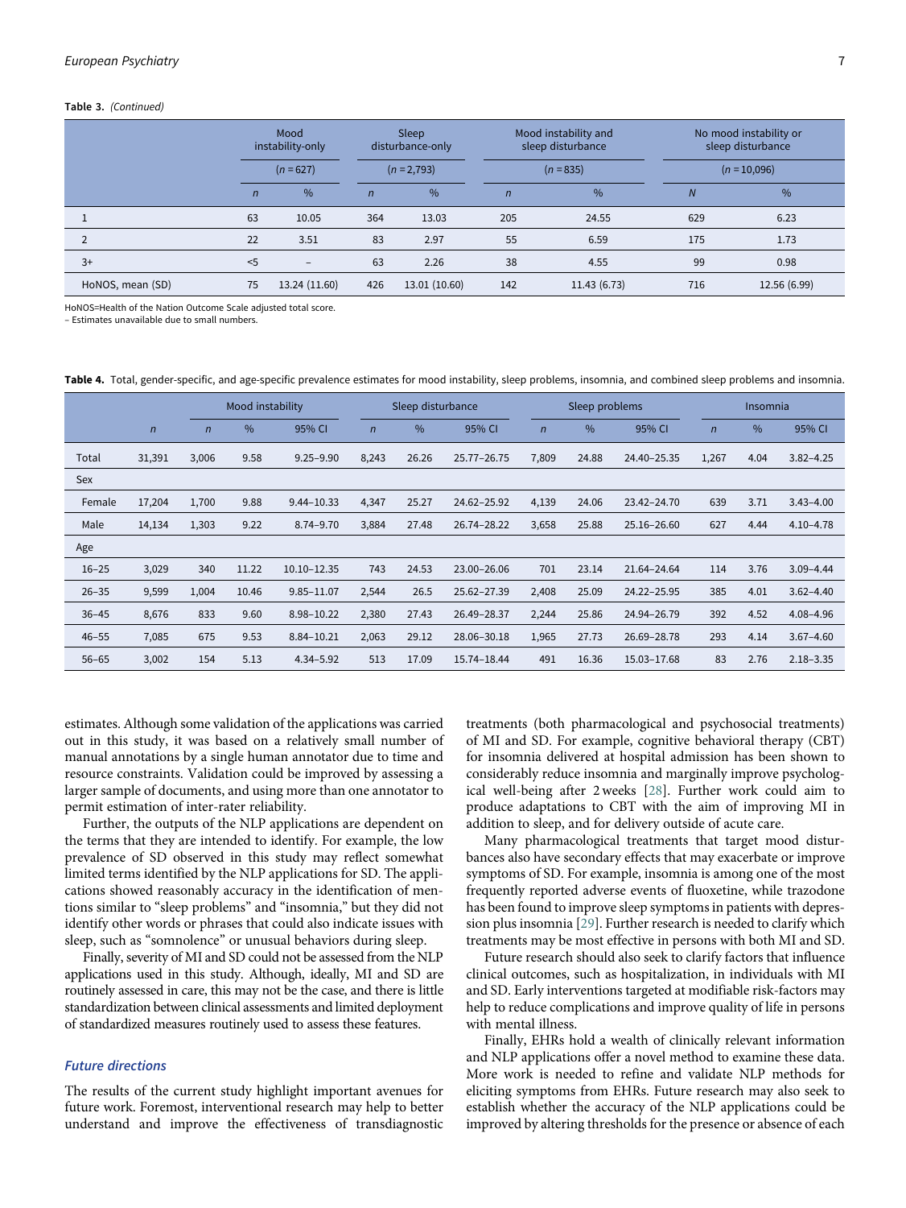**Table 3.** *(Continued)*

| | Mood instability-only | | Sleep disturbance-only | | Mood instability and sleep disturbance | | No mood instability or sleep disturbance | |
|---|---|---|---|---|---|---|---|---|
| | (n = 627) | | (n = 2,793) | | (n = 835) | | (n = 10,096) | |
| | n | % | n | % | n | % | N | % |
| 1 | 63 | 10.05 | 364 | 13.03 | 205 | 24.55 | 629 | 6.23 |
| 2 | 22 | 3.51 | 83 | 2.97 | 55 | 6.59 | 175 | 1.73 |
| 3+ | <5 | – | 63 | 2.26 | 38 | 4.55 | 99 | 0.98 |
| HoNOS, mean (SD) | 75 | 13.24 (11.60) | 426 | 13.01 (10.60) | 142 | 11.43 (6.73) | 716 | 12.56 (6.99) |

HoNOS=Health of the Nation Outcome Scale adjusted total score.
– Estimates unavailable due to small numbers.

**Table 4.** Total, gender-specific, and age-specific prevalence estimates for mood instability, sleep problems, insomnia, and combined sleep problems and insomnia.

| | | Mood instability | | | Sleep disturbance | | | Sleep problems | | | Insomnia | | |
|---|---|---|---|---|---|---|---|---|---|---|---|---|---|
| | n | n | % | 95% CI | n | % | 95% CI | n | % | 95% CI | n | % | 95% CI |
| Total | 31,391 | 3,006 | 9.58 | 9.25–9.90 | 8,243 | 26.26 | 25.77–26.75 | 7,809 | 24.88 | 24.40–25.35 | 1,267 | 4.04 | 3.82–4.25 |
| Sex | | | | | | | | | | | | | |
| Female | 17,204 | 1,700 | 9.88 | 9.44–10.33 | 4,347 | 25.27 | 24.62–25.92 | 4,139 | 24.06 | 23.42–24.70 | 639 | 3.71 | 3.43–4.00 |
| Male | 14,134 | 1,303 | 9.22 | 8.74–9.70 | 3,884 | 27.48 | 26.74–28.22 | 3,658 | 25.88 | 25.16–26.60 | 627 | 4.44 | 4.10–4.78 |
| Age | | | | | | | | | | | | | |
| 16–25 | 3,029 | 340 | 11.22 | 10.10–12.35 | 743 | 24.53 | 23.00–26.06 | 701 | 23.14 | 21.64–24.64 | 114 | 3.76 | 3.09–4.44 |
| 26–35 | 9,599 | 1,004 | 10.46 | 9.85–11.07 | 2,544 | 26.5 | 25.62–27.39 | 2,408 | 25.09 | 24.22–25.95 | 385 | 4.01 | 3.62–4.40 |
| 36–45 | 8,676 | 833 | 9.60 | 8.98–10.22 | 2,380 | 27.43 | 26.49–28.37 | 2,244 | 25.86 | 24.94–26.79 | 392 | 4.52 | 4.08–4.96 |
| 46–55 | 7,085 | 675 | 9.53 | 8.84–10.21 | 2,063 | 29.12 | 28.06–30.18 | 1,965 | 27.73 | 26.69–28.78 | 293 | 4.14 | 3.67–4.60 |
| 56–65 | 3,002 | 154 | 5.13 | 4.34–5.92 | 513 | 17.09 | 15.74–18.44 | 491 | 16.36 | 15.03–17.68 | 83 | 2.76 | 2.18–3.35 |

estimates. Although some validation of the applications was carried out in this study, it was based on a relatively small number of manual annotations by a single human annotator due to time and resource constraints. Validation could be improved by assessing a larger sample of documents, and using more than one annotator to permit estimation of inter-rater reliability.

Further, the outputs of the NLP applications are dependent on the terms that they are intended to identify. For example, the low prevalence of SD observed in this study may reflect somewhat limited terms identified by the NLP applications for SD. The applications showed reasonably accuracy in the identification of mentions similar to "sleep problems" and "insomnia," but they did not identify other words or phrases that could also indicate issues with sleep, such as "somnolence" or unusual behaviors during sleep.

Finally, severity of MI and SD could not be assessed from the NLP applications used in this study. Although, ideally, MI and SD are routinely assessed in care, this may not be the case, and there is little standardization between clinical assessments and limited deployment of standardized measures routinely used to assess these features.

## Future directions

The results of the current study highlight important avenues for future work. Foremost, interventional research may help to better understand and improve the effectiveness of transdiagnostic treatments (both pharmacological and psychosocial treatments) of MI and SD. For example, cognitive behavioral therapy (CBT) for insomnia delivered at hospital admission has been shown to considerably reduce insomnia and marginally improve psychological well-being after 2 weeks [28]. Further work could aim to produce adaptations to CBT with the aim of improving MI in addition to sleep, and for delivery outside of acute care.

Many pharmacological treatments that target mood disturbances also have secondary effects that may exacerbate or improve symptoms of SD. For example, insomnia is among one of the most frequently reported adverse events of fluoxetine, while trazodone has been found to improve sleep symptoms in patients with depression plus insomnia [29]. Further research is needed to clarify which treatments may be most effective in persons with both MI and SD.

Future research should also seek to clarify factors that influence clinical outcomes, such as hospitalization, in individuals with MI and SD. Early interventions targeted at modifiable risk-factors may help to reduce complications and improve quality of life in persons with mental illness.

Finally, EHRs hold a wealth of clinically relevant information and NLP applications offer a novel method to examine these data. More work is needed to refine and validate NLP methods for eliciting symptoms from EHRs. Future research may also seek to establish whether the accuracy of the NLP applications could be improved by altering thresholds for the presence or absence of each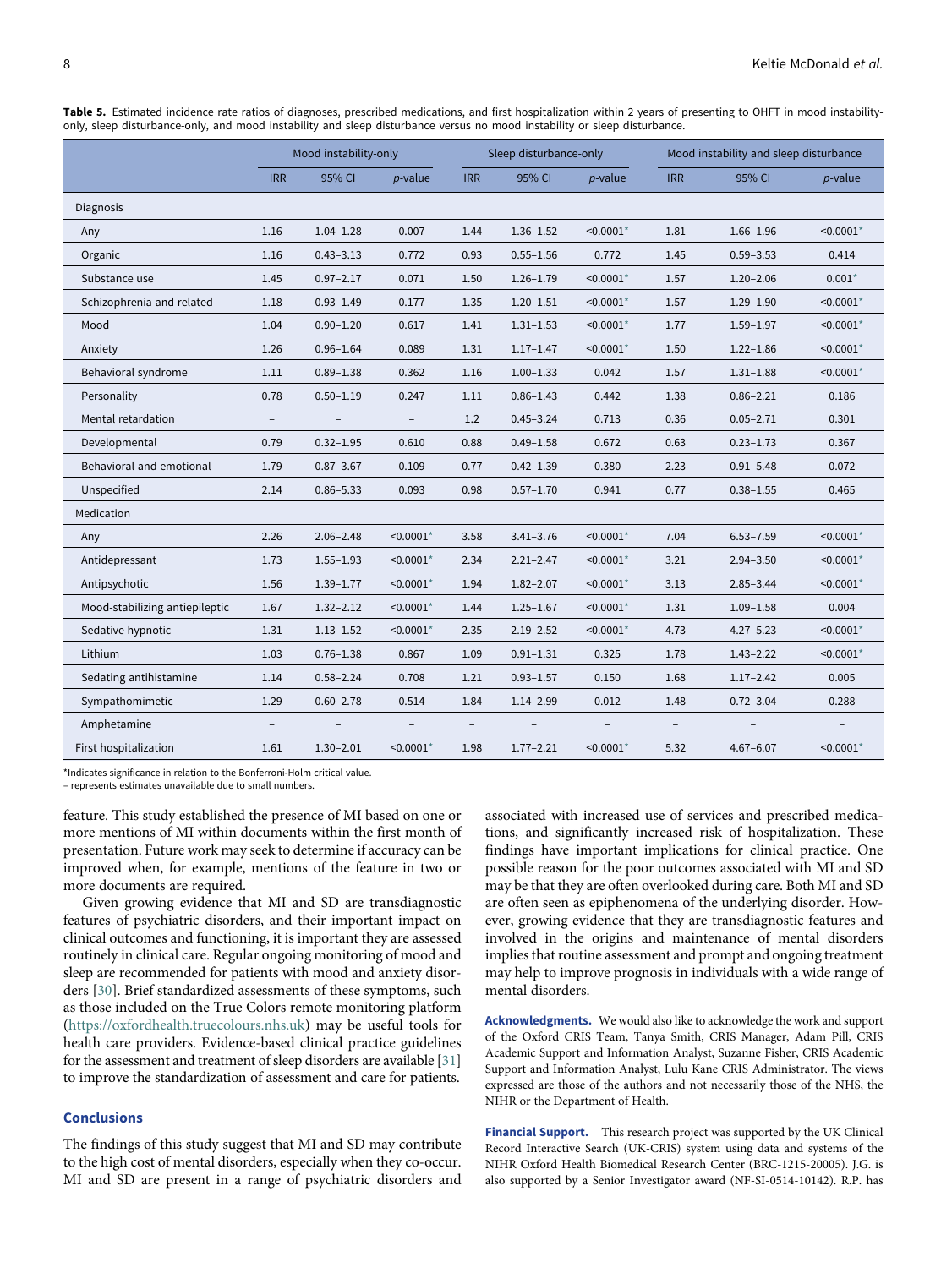**Table 5.** Estimated incidence rate ratios of diagnoses, prescribed medications, and first hospitalization within 2 years of presenting to OHFT in mood instability-only, sleep disturbance-only, and mood instability and sleep disturbance versus no mood instability or sleep disturbance.

| | Mood instability-only | | | Sleep disturbance-only | | | Mood instability and sleep disturbance | | |
|---|---|---|---|---|---|---|---|---|---|
| | IRR | 95% CI | *p*-value | IRR | 95% CI | *p*-value | IRR | 95% CI | *p*-value |
| Diagnosis | | | | | | | | | |
| Any | 1.16 | 1.04–1.28 | 0.007 | 1.44 | 1.36–1.52 | <0.0001* | 1.81 | 1.66–1.96 | <0.0001* |
| Organic | 1.16 | 0.43–3.13 | 0.772 | 0.93 | 0.55–1.56 | 0.772 | 1.45 | 0.59–3.53 | 0.414 |
| Substance use | 1.45 | 0.97–2.17 | 0.071 | 1.50 | 1.26–1.79 | <0.0001* | 1.57 | 1.20–2.06 | 0.001* |
| Schizophrenia and related | 1.18 | 0.93–1.49 | 0.177 | 1.35 | 1.20–1.51 | <0.0001* | 1.57 | 1.29–1.90 | <0.0001* |
| Mood | 1.04 | 0.90–1.20 | 0.617 | 1.41 | 1.31–1.53 | <0.0001* | 1.77 | 1.59–1.97 | <0.0001* |
| Anxiety | 1.26 | 0.96–1.64 | 0.089 | 1.31 | 1.17–1.47 | <0.0001* | 1.50 | 1.22–1.86 | <0.0001* |
| Behavioral syndrome | 1.11 | 0.89–1.38 | 0.362 | 1.16 | 1.00–1.33 | 0.042 | 1.57 | 1.31–1.88 | <0.0001* |
| Personality | 0.78 | 0.50–1.19 | 0.247 | 1.11 | 0.86–1.43 | 0.442 | 1.38 | 0.86–2.21 | 0.186 |
| Mental retardation | – | – | – | 1.2 | 0.45–3.24 | 0.713 | 0.36 | 0.05–2.71 | 0.301 |
| Developmental | 0.79 | 0.32–1.95 | 0.610 | 0.88 | 0.49–1.58 | 0.672 | 0.63 | 0.23–1.73 | 0.367 |
| Behavioral and emotional | 1.79 | 0.87–3.67 | 0.109 | 0.77 | 0.42–1.39 | 0.380 | 2.23 | 0.91–5.48 | 0.072 |
| Unspecified | 2.14 | 0.86–5.33 | 0.093 | 0.98 | 0.57–1.70 | 0.941 | 0.77 | 0.38–1.55 | 0.465 |
| Medication | | | | | | | | | |
| Any | 2.26 | 2.06–2.48 | <0.0001* | 3.58 | 3.41–3.76 | <0.0001* | 7.04 | 6.53–7.59 | <0.0001* |
| Antidepressant | 1.73 | 1.55–1.93 | <0.0001* | 2.34 | 2.21–2.47 | <0.0001* | 3.21 | 2.94–3.50 | <0.0001* |
| Antipsychotic | 1.56 | 1.39–1.77 | <0.0001* | 1.94 | 1.82–2.07 | <0.0001* | 3.13 | 2.85–3.44 | <0.0001* |
| Mood-stabilizing antiepileptic | 1.67 | 1.32–2.12 | <0.0001* | 1.44 | 1.25–1.67 | <0.0001* | 1.31 | 1.09–1.58 | 0.004 |
| Sedative hypnotic | 1.31 | 1.13–1.52 | <0.0001* | 2.35 | 2.19–2.52 | <0.0001* | 4.73 | 4.27–5.23 | <0.0001* |
| Lithium | 1.03 | 0.76–1.38 | 0.867 | 1.09 | 0.91–1.31 | 0.325 | 1.78 | 1.43–2.22 | <0.0001* |
| Sedating antihistamine | 1.14 | 0.58–2.24 | 0.708 | 1.21 | 0.93–1.57 | 0.150 | 1.68 | 1.17–2.42 | 0.005 |
| Sympathomimetic | 1.29 | 0.60–2.78 | 0.514 | 1.84 | 1.14–2.99 | 0.012 | 1.48 | 0.72–3.04 | 0.288 |
| Amphetamine | – | – | – | – | – | – | – | – | – |
| First hospitalization | 1.61 | 1.30–2.01 | <0.0001* | 1.98 | 1.77–2.21 | <0.0001* | 5.32 | 4.67–6.07 | <0.0001* |

*Indicates significance in relation to the Bonferroni-Holm critical value.
– represents estimates unavailable due to small numbers.

feature. This study established the presence of MI based on one or more mentions of MI within documents within the first month of presentation. Future work may seek to determine if accuracy can be improved when, for example, mentions of the feature in two or more documents are required.

Given growing evidence that MI and SD are transdiagnostic features of psychiatric disorders, and their important impact on clinical outcomes and functioning, it is important they are assessed routinely in clinical care. Regular ongoing monitoring of mood and sleep are recommended for patients with mood and anxiety disorders [30]. Brief standardized assessments of these symptoms, such as those included on the True Colors remote monitoring platform (https://oxfordhealth.truecolours.nhs.uk) may be useful tools for health care providers. Evidence-based clinical practice guidelines for the assessment and treatment of sleep disorders are available [31] to improve the standardization of assessment and care for patients.

## Conclusions

The findings of this study suggest that MI and SD may contribute to the high cost of mental disorders, especially when they co-occur. MI and SD are present in a range of psychiatric disorders and associated with increased use of services and prescribed medications, and significantly increased risk of hospitalization. These findings have important implications for clinical practice. One possible reason for the poor outcomes associated with MI and SD may be that they are often overlooked during care. Both MI and SD are often seen as epiphenomena of the underlying disorder. However, growing evidence that they are transdiagnostic features and involved in the origins and maintenance of mental disorders implies that routine assessment and prompt and ongoing treatment may help to improve prognosis in individuals with a wide range of mental disorders.

**Acknowledgments.** We would also like to acknowledge the work and support of the Oxford CRIS Team, Tanya Smith, CRIS Manager, Adam Pill, CRIS Academic Support and Information Analyst, Suzanne Fisher, CRIS Academic Support and Information Analyst, Lulu Kane CRIS Administrator. The views expressed are those of the authors and not necessarily those of the NHS, the NIHR or the Department of Health.

**Financial Support.** This research project was supported by the UK Clinical Record Interactive Search (UK-CRIS) system using data and systems of the NIHR Oxford Health Biomedical Research Center (BRC-1215-20005). J.G. is also supported by a Senior Investigator award (NF-SI-0514-10142). R.P. has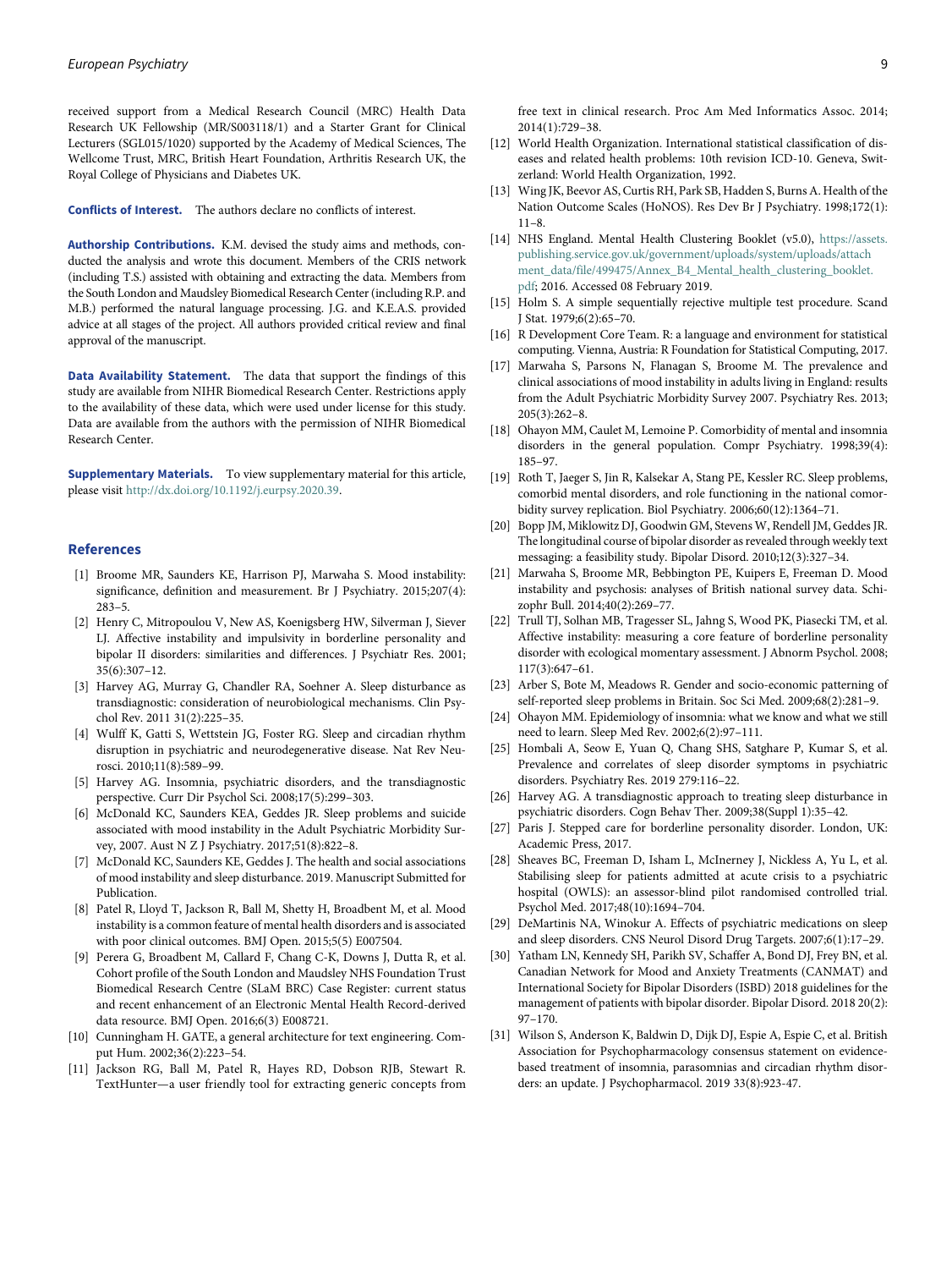received support from a Medical Research Council (MRC) Health Data Research UK Fellowship (MR/S003118/1) and a Starter Grant for Clinical Lecturers (SGL015/1020) supported by the Academy of Medical Sciences, The Wellcome Trust, MRC, British Heart Foundation, Arthritis Research UK, the Royal College of Physicians and Diabetes UK.

**Conflicts of Interest.** The authors declare no conflicts of interest.

**Authorship Contributions.** K.M. devised the study aims and methods, conducted the analysis and wrote this document. Members of the CRIS network (including T.S.) assisted with obtaining and extracting the data. Members from the South London and Maudsley Biomedical Research Center (including R.P. and M.B.) performed the natural language processing. J.G. and K.E.A.S. provided advice at all stages of the project. All authors provided critical review and final approval of the manuscript.

**Data Availability Statement.** The data that support the findings of this study are available from NIHR Biomedical Research Center. Restrictions apply to the availability of these data, which were used under license for this study. Data are available from the authors with the permission of NIHR Biomedical Research Center.

**Supplementary Materials.** To view supplementary material for this article, please visit http://dx.doi.org/10.1192/j.eurpsy.2020.39.

## References

[1] Broome MR, Saunders KE, Harrison PJ, Marwaha S. Mood instability: significance, definition and measurement. Br J Psychiatry. 2015;207(4): 283–5.

[2] Henry C, Mitropoulou V, New AS, Koenigsberg HW, Silverman J, Siever LJ. Affective instability and impulsivity in borderline personality and bipolar II disorders: similarities and differences. J Psychiatr Res. 2001; 35(6):307–12.

[3] Harvey AG, Murray G, Chandler RA, Soehner A. Sleep disturbance as transdiagnostic: consideration of neurobiological mechanisms. Clin Psychol Rev. 2011 31(2):225–35.

[4] Wulff K, Gatti S, Wettstein JG, Foster RG. Sleep and circadian rhythm disruption in psychiatric and neurodegenerative disease. Nat Rev Neurosci. 2010;11(8):589–99.

[5] Harvey AG. Insomnia, psychiatric disorders, and the transdiagnostic perspective. Curr Dir Psychol Sci. 2008;17(5):299–303.

[6] McDonald KC, Saunders KEA, Geddes JR. Sleep problems and suicide associated with mood instability in the Adult Psychiatric Morbidity Survey, 2007. Aust N Z J Psychiatry. 2017;51(8):822–8.

[7] McDonald KC, Saunders KE, Geddes J. The health and social associations of mood instability and sleep disturbance. 2019. Manuscript Submitted for Publication.

[8] Patel R, Lloyd T, Jackson R, Ball M, Shetty H, Broadbent M, et al. Mood instability is a common feature of mental health disorders and is associated with poor clinical outcomes. BMJ Open. 2015;5(5) E007504.

[9] Perera G, Broadbent M, Callard F, Chang C-K, Downs J, Dutta R, et al. Cohort profile of the South London and Maudsley NHS Foundation Trust Biomedical Research Centre (SLaM BRC) Case Register: current status and recent enhancement of an Electronic Mental Health Record-derived data resource. BMJ Open. 2016;6(3) E008721.

[10] Cunningham H. GATE, a general architecture for text engineering. Comput Hum. 2002;36(2):223–54.

[11] Jackson RG, Ball M, Patel R, Hayes RD, Dobson RJB, Stewart R. TextHunter—a user friendly tool for extracting generic concepts from free text in clinical research. Proc Am Med Informatics Assoc. 2014; 2014(1):729–38.

[12] World Health Organization. International statistical classification of diseases and related health problems: 10th revision ICD-10. Geneva, Switzerland: World Health Organization, 1992.

[13] Wing JK, Beevor AS, Curtis RH, Park SB, Hadden S, Burns A. Health of the Nation Outcome Scales (HoNOS). Res Dev Br J Psychiatry. 1998;172(1): 11–8.

[14] NHS England. Mental Health Clustering Booklet (v5.0), https://assets.publishing.service.gov.uk/government/uploads/system/uploads/attachment_data/file/499475/Annex_B4_Mental_health_clustering_booklet.pdf; 2016. Accessed 08 February 2019.

[15] Holm S. A simple sequentially rejective multiple test procedure. Scand J Stat. 1979;6(2):65–70.

[16] R Development Core Team. R: a language and environment for statistical computing. Vienna, Austria: R Foundation for Statistical Computing, 2017.

[17] Marwaha S, Parsons N, Flanagan S, Broome M. The prevalence and clinical associations of mood instability in adults living in England: results from the Adult Psychiatric Morbidity Survey 2007. Psychiatry Res. 2013; 205(3):262–8.

[18] Ohayon MM, Caulet M, Lemoine P. Comorbidity of mental and insomnia disorders in the general population. Compr Psychiatry. 1998;39(4): 185–97.

[19] Roth T, Jaeger S, Jin R, Kalsekar A, Stang PE, Kessler RC. Sleep problems, comorbid mental disorders, and role functioning in the national comorbidity survey replication. Biol Psychiatry. 2006;60(12):1364–71.

[20] Bopp JM, Miklowitz DJ, Goodwin GM, Stevens W, Rendell JM, Geddes JR. The longitudinal course of bipolar disorder as revealed through weekly text messaging: a feasibility study. Bipolar Disord. 2010;12(3):327–34.

[21] Marwaha S, Broome MR, Bebbington PE, Kuipers E, Freeman D. Mood instability and psychosis: analyses of British national survey data. Schizophr Bull. 2014;40(2):269–77.

[22] Trull TJ, Solhan MB, Tragesser SL, Jahng S, Wood PK, Piasecki TM, et al. Affective instability: measuring a core feature of borderline personality disorder with ecological momentary assessment. J Abnorm Psychol. 2008; 117(3):647–61.

[23] Arber S, Bote M, Meadows R. Gender and socio-economic patterning of self-reported sleep problems in Britain. Soc Sci Med. 2009;68(2):281–9.

[24] Ohayon MM. Epidemiology of insomnia: what we know and what we still need to learn. Sleep Med Rev. 2002;6(2):97–111.

[25] Hombali A, Seow E, Yuan Q, Chang SHS, Satghare P, Kumar S, et al. Prevalence and correlates of sleep disorder symptoms in psychiatric disorders. Psychiatry Res. 2019 279:116–22.

[26] Harvey AG. A transdiagnostic approach to treating sleep disturbance in psychiatric disorders. Cogn Behav Ther. 2009;38(Suppl 1):35–42.

[27] Paris J. Stepped care for borderline personality disorder. London, UK: Academic Press, 2017.

[28] Sheaves BC, Freeman D, Isham L, McInerney J, Nickless A, Yu L, et al. Stabilising sleep for patients admitted at acute crisis to a psychiatric hospital (OWLS): an assessor-blind pilot randomised controlled trial. Psychol Med. 2017;48(10):1694–704.

[29] DeMartinis NA, Winokur A. Effects of psychiatric medications on sleep and sleep disorders. CNS Neurol Disord Drug Targets. 2007;6(1):17–29.

[30] Yatham LN, Kennedy SH, Parikh SV, Schaffer A, Bond DJ, Frey BN, et al. Canadian Network for Mood and Anxiety Treatments (CANMAT) and International Society for Bipolar Disorders (ISBD) 2018 guidelines for the management of patients with bipolar disorder. Bipolar Disord. 2018 20(2): 97–170.

[31] Wilson S, Anderson K, Baldwin D, Dijk DJ, Espie A, Espie C, et al. British Association for Psychopharmacology consensus statement on evidence-based treatment of insomnia, parasomnias and circadian rhythm disorders: an update. J Psychopharmacol. 2019 33(8):923-47.